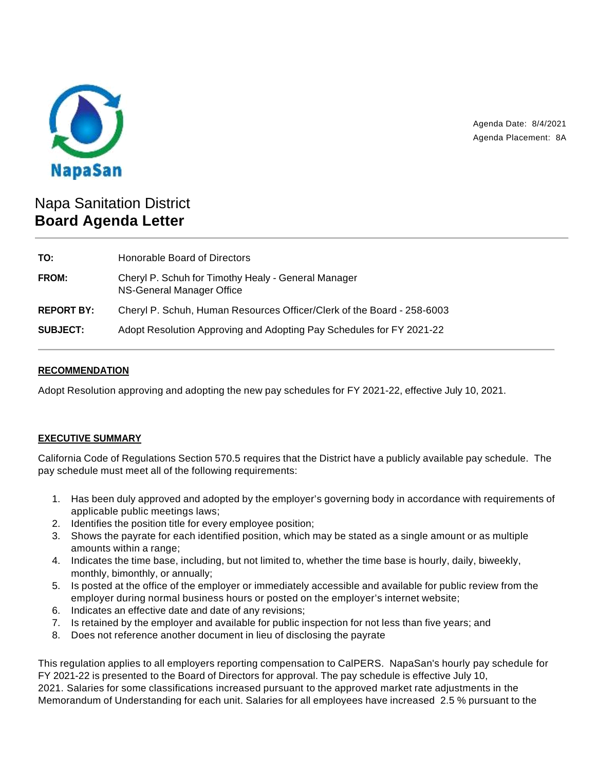NapaSan

Agenda Date: 8/4/2021
Agenda Placement: 8A

# Napa Sanitation District
## Board Agenda Letter

| | |
|---|---|
| **TO:** | Honorable Board of Directors |
| **FROM:** | Cheryl P. Schuh for Timothy Healy - General Manager<br>NS-General Manager Office |
| **REPORT BY:** | Cheryl P. Schuh, Human Resources Officer/Clerk of the Board - 258-6003 |
| **SUBJECT:** | Adopt Resolution Approving and Adopting Pay Schedules for FY 2021-22 |

### RECOMMENDATION

Adopt Resolution approving and adopting the new pay schedules for FY 2021-22, effective July 10, 2021.

### EXECUTIVE SUMMARY

California Code of Regulations Section 570.5 requires that the District have a publicly available pay schedule. The pay schedule must meet all of the following requirements:

1. Has been duly approved and adopted by the employer's governing body in accordance with requirements of applicable public meetings laws;
2. Identifies the position title for every employee position;
3. Shows the payrate for each identified position, which may be stated as a single amount or as multiple amounts within a range;
4. Indicates the time base, including, but not limited to, whether the time base is hourly, daily, biweekly, monthly, bimonthly, or annually;
5. Is posted at the office of the employer or immediately accessible and available for public review from the employer during normal business hours or posted on the employer's internet website;
6. Indicates an effective date and date of any revisions;
7. Is retained by the employer and available for public inspection for not less than five years; and
8. Does not reference another document in lieu of disclosing the payrate

This regulation applies to all employers reporting compensation to CalPERS. NapaSan's hourly pay schedule for FY 2021-22 is presented to the Board of Directors for approval. The pay schedule is effective July 10, 2021. Salaries for some classifications increased pursuant to the approved market rate adjustments in the Memorandum of Understanding for each unit. Salaries for all employees have increased 2.5 % pursuant to the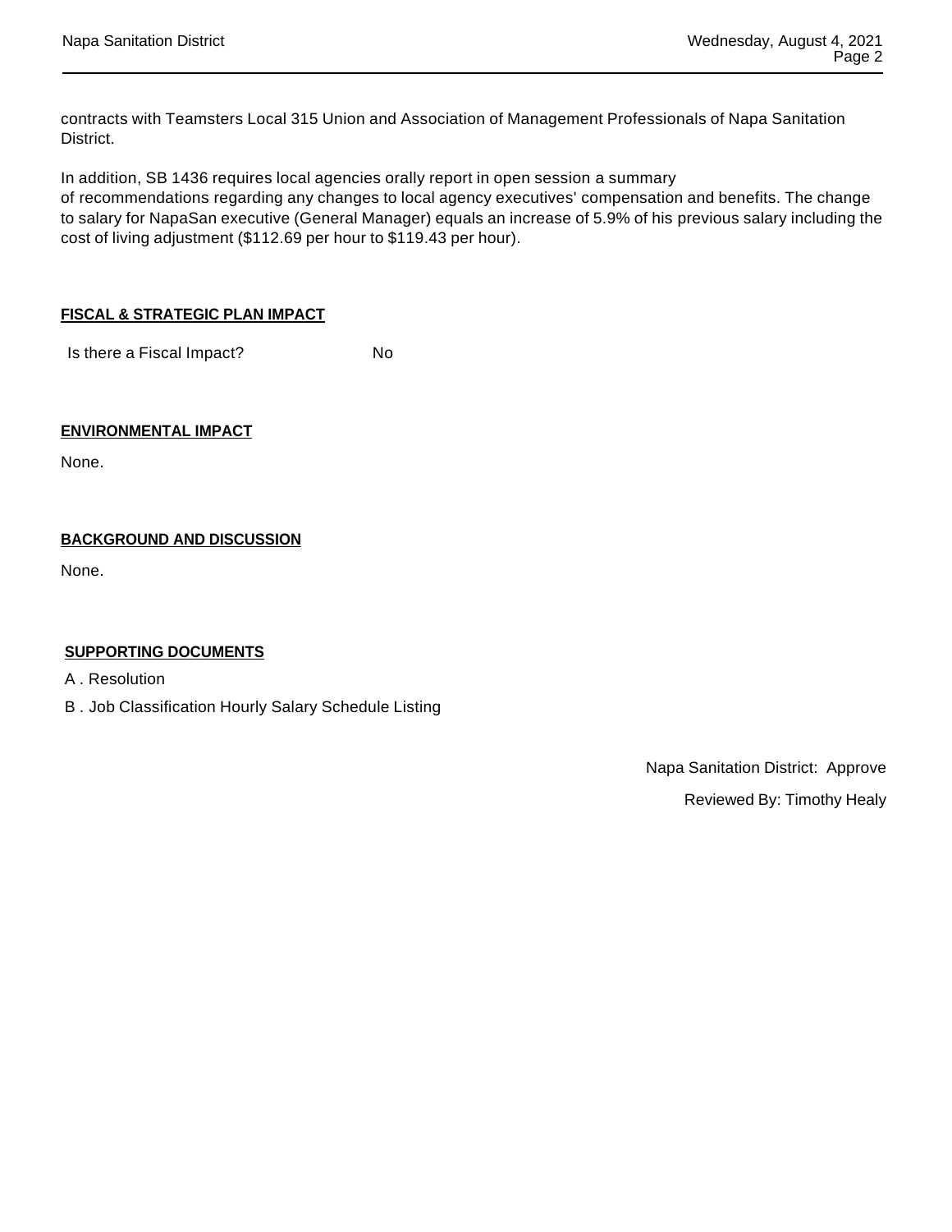contracts with Teamsters Local 315 Union and Association of Management Professionals of Napa Sanitation District.

In addition, SB 1436 requires local agencies orally report in open session a summary of recommendations regarding any changes to local agency executives' compensation and benefits. The change to salary for NapaSan executive (General Manager) equals an increase of 5.9% of his previous salary including the cost of living adjustment ($112.69 per hour to $119.43 per hour).

**FISCAL & STRATEGIC PLAN IMPACT**

Is there a Fiscal Impact? No

**ENVIRONMENTAL IMPACT**

None.

**BACKGROUND AND DISCUSSION**

None.

**SUPPORTING DOCUMENTS**

A . Resolution

B . Job Classification Hourly Salary Schedule Listing

Napa Sanitation District: Approve

Reviewed By: Timothy Healy